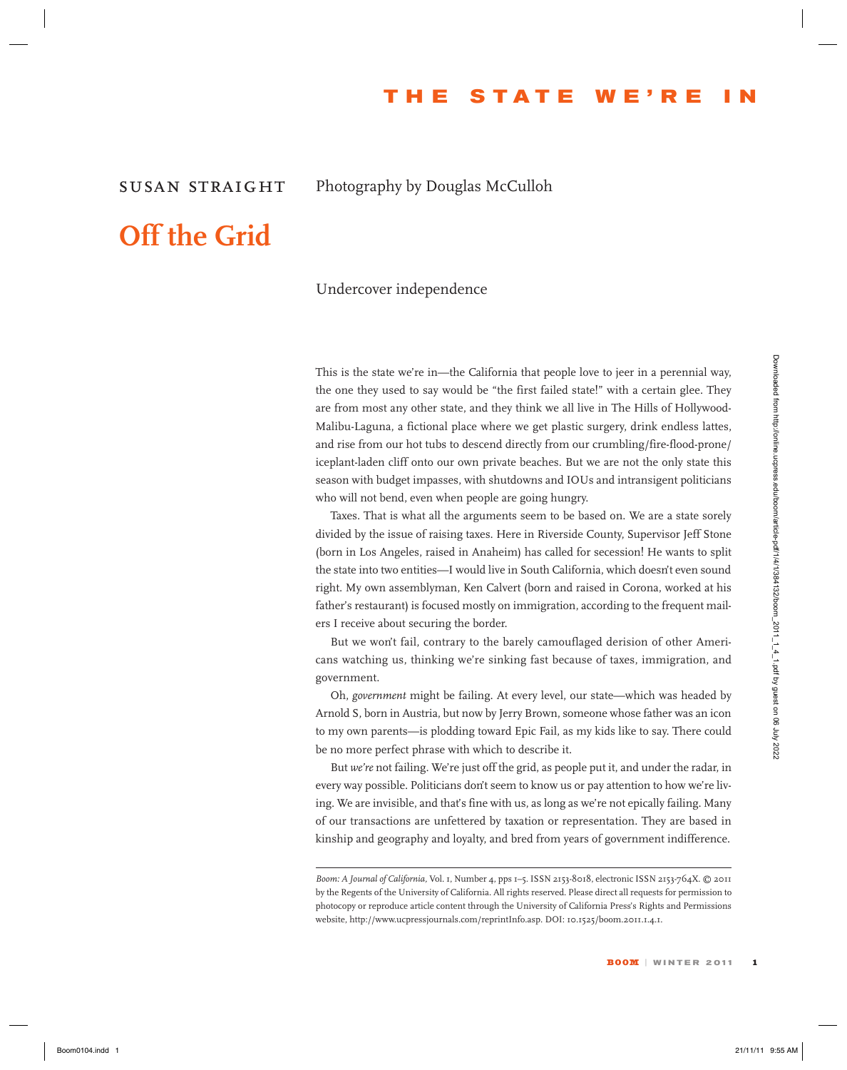THE STATE WE'RE IN

SUSAN STRAIGHT Photography by Douglas McCulloh

# Off the Grid

Undercover independence

This is the state we're in—the California that people love to jeer in a perennial way, the one they used to say would be "the first failed state!" with a certain glee. They are from most any other state, and they think we all live in The Hills of Hollywood-Malibu-Laguna, a fictional place where we get plastic surgery, drink endless lattes, and rise from our hot tubs to descend directly from our crumbling/fire-flood-prone/iceplant-laden cliff onto our own private beaches. But we are not the only state this season with budget impasses, with shutdowns and IOUs and intransigent politicians who will not bend, even when people are going hungry.

Taxes. That is what all the arguments seem to be based on. We are a state sorely divided by the issue of raising taxes. Here in Riverside County, Supervisor Jeff Stone (born in Los Angeles, raised in Anaheim) has called for secession! He wants to split the state into two entities—I would live in South California, which doesn't even sound right. My own assemblyman, Ken Calvert (born and raised in Corona, worked at his father's restaurant) is focused mostly on immigration, according to the frequent mailers I receive about securing the border.

But we won't fail, contrary to the barely camouflaged derision of other Americans watching us, thinking we're sinking fast because of taxes, immigration, and government.

Oh, *government* might be failing. At every level, our state—which was headed by Arnold S, born in Austria, but now by Jerry Brown, someone whose father was an icon to my own parents—is plodding toward Epic Fail, as my kids like to say. There could be no more perfect phrase with which to describe it.

But *we're* not failing. We're just off the grid, as people put it, and under the radar, in every way possible. Politicians don't seem to know us or pay attention to how we're living. We are invisible, and that's fine with us, as long as we're not epically failing. Many of our transactions are unfettered by taxation or representation. They are based in kinship and geography and loyalty, and bred from years of government indifference.

*Boom: A Journal of California*, Vol. 1, Number 4, pps 1–5. ISSN 2153-8018, electronic ISSN 2153-764X. © 2011 by the Regents of the University of California. All rights reserved. Please direct all requests for permission to photocopy or reproduce article content through the University of California Press's Rights and Permissions website, http://www.ucpressjournals.com/reprintInfo.asp. DOI: 10.1525/boom.2011.1.4.1.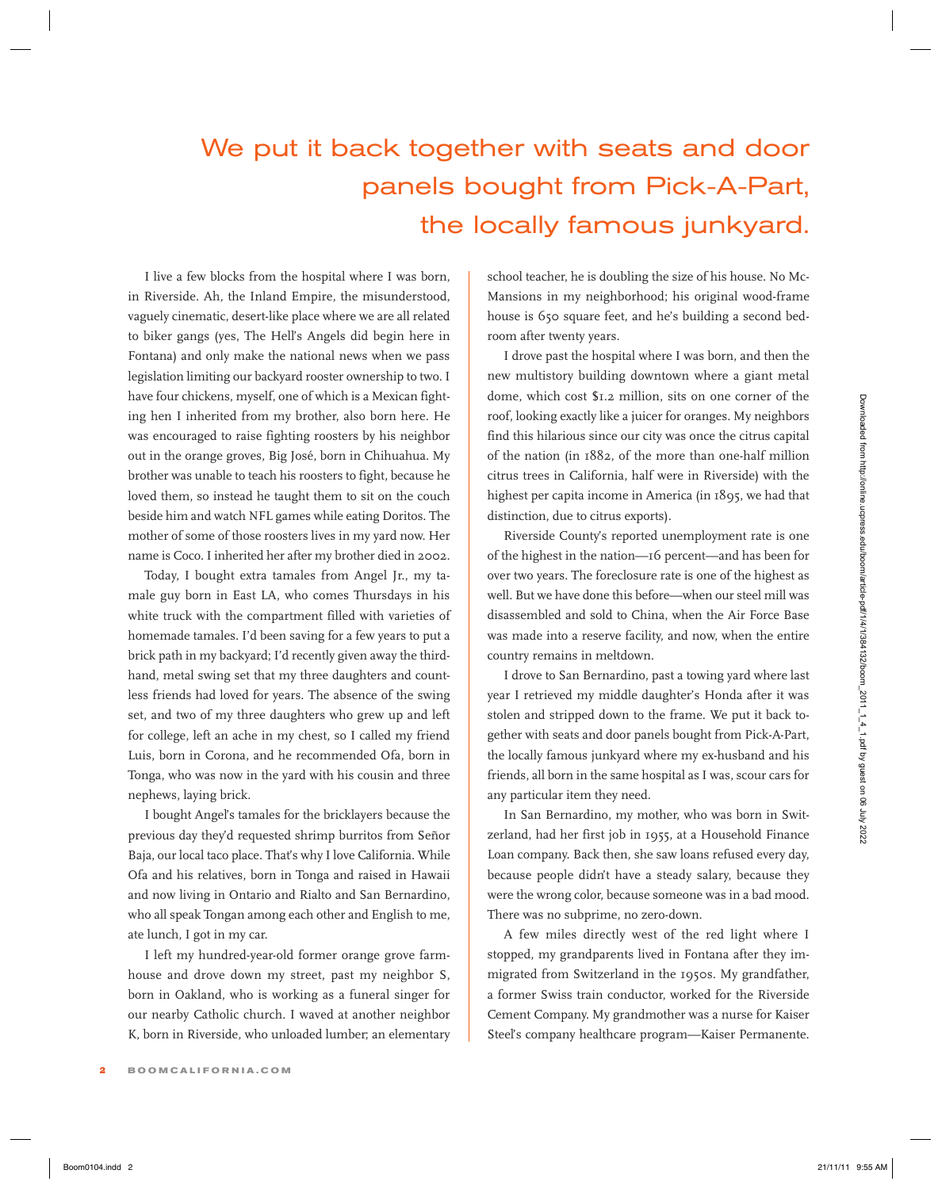> We put it back together with seats and door panels bought from Pick-A-Part, the locally famous junkyard.

I live a few blocks from the hospital where I was born, in Riverside. Ah, the Inland Empire, the misunderstood, vaguely cinematic, desert-like place where we are all related to biker gangs (yes, The Hell's Angels did begin here in Fontana) and only make the national news when we pass legislation limiting our backyard rooster ownership to two. I have four chickens, myself, one of which is a Mexican fighting hen I inherited from my brother, also born here. He was encouraged to raise fighting roosters by his neighbor out in the orange groves, Big José, born in Chihuahua. My brother was unable to teach his roosters to fight, because he loved them, so instead he taught them to sit on the couch beside him and watch NFL games while eating Doritos. The mother of some of those roosters lives in my yard now. Her name is Coco. I inherited her after my brother died in 2002.

Today, I bought extra tamales from Angel Jr., my tamale guy born in East LA, who comes Thursdays in his white truck with the compartment filled with varieties of homemade tamales. I'd been saving for a few years to put a brick path in my backyard; I'd recently given away the third-hand, metal swing set that my three daughters and countless friends had loved for years. The absence of the swing set, and two of my three daughters who grew up and left for college, left an ache in my chest, so I called my friend Luis, born in Corona, and he recommended Ofa, born in Tonga, who was now in the yard with his cousin and three nephews, laying brick.

I bought Angel's tamales for the bricklayers because the previous day they'd requested shrimp burritos from Señor Baja, our local taco place. That's why I love California. While Ofa and his relatives, born in Tonga and raised in Hawaii and now living in Ontario and Rialto and San Bernardino, who all speak Tongan among each other and English to me, ate lunch, I got in my car.

I left my hundred-year-old former orange grove farmhouse and drove down my street, past my neighbor S, born in Oakland, who is working as a funeral singer for our nearby Catholic church. I waved at another neighbor K, born in Riverside, who unloaded lumber; an elementary school teacher, he is doubling the size of his house. No McMansions in my neighborhood; his original wood-frame house is 650 square feet, and he's building a second bedroom after twenty years.

I drove past the hospital where I was born, and then the new multistory building downtown where a giant metal dome, which cost $1.2 million, sits on one corner of the roof, looking exactly like a juicer for oranges. My neighbors find this hilarious since our city was once the citrus capital of the nation (in 1882, of the more than one-half million citrus trees in California, half were in Riverside) with the highest per capita income in America (in 1895, we had that distinction, due to citrus exports).

Riverside County's reported unemployment rate is one of the highest in the nation—16 percent—and has been for over two years. The foreclosure rate is one of the highest as well. But we have done this before—when our steel mill was disassembled and sold to China, when the Air Force Base was made into a reserve facility, and now, when the entire country remains in meltdown.

I drove to San Bernardino, past a towing yard where last year I retrieved my middle daughter's Honda after it was stolen and stripped down to the frame. We put it back together with seats and door panels bought from Pick-A-Part, the locally famous junkyard where my ex-husband and his friends, all born in the same hospital as I was, scour cars for any particular item they need.

In San Bernardino, my mother, who was born in Switzerland, had her first job in 1955, at a Household Finance Loan company. Back then, she saw loans refused every day, because people didn't have a steady salary, because they were the wrong color, because someone was in a bad mood. There was no subprime, no zero-down.

A few miles directly west of the red light where I stopped, my grandparents lived in Fontana after they immigrated from Switzerland in the 1950s. My grandfather, a former Swiss train conductor, worked for the Riverside Cement Company. My grandmother was a nurse for Kaiser Steel's company healthcare program—Kaiser Permanente.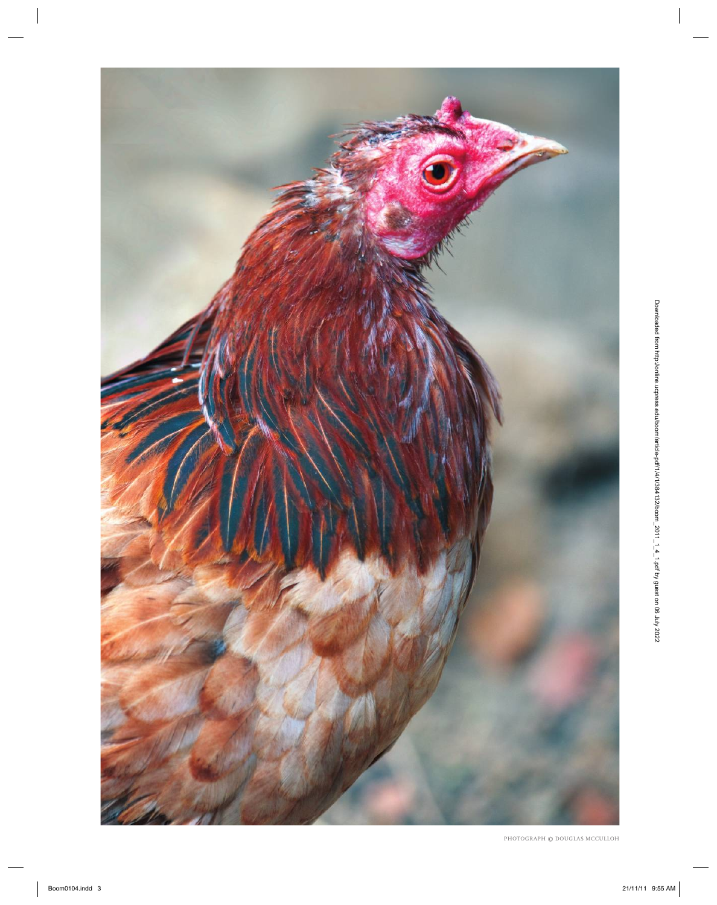PHOTOGRAPH © DOUGLAS MCCULLOH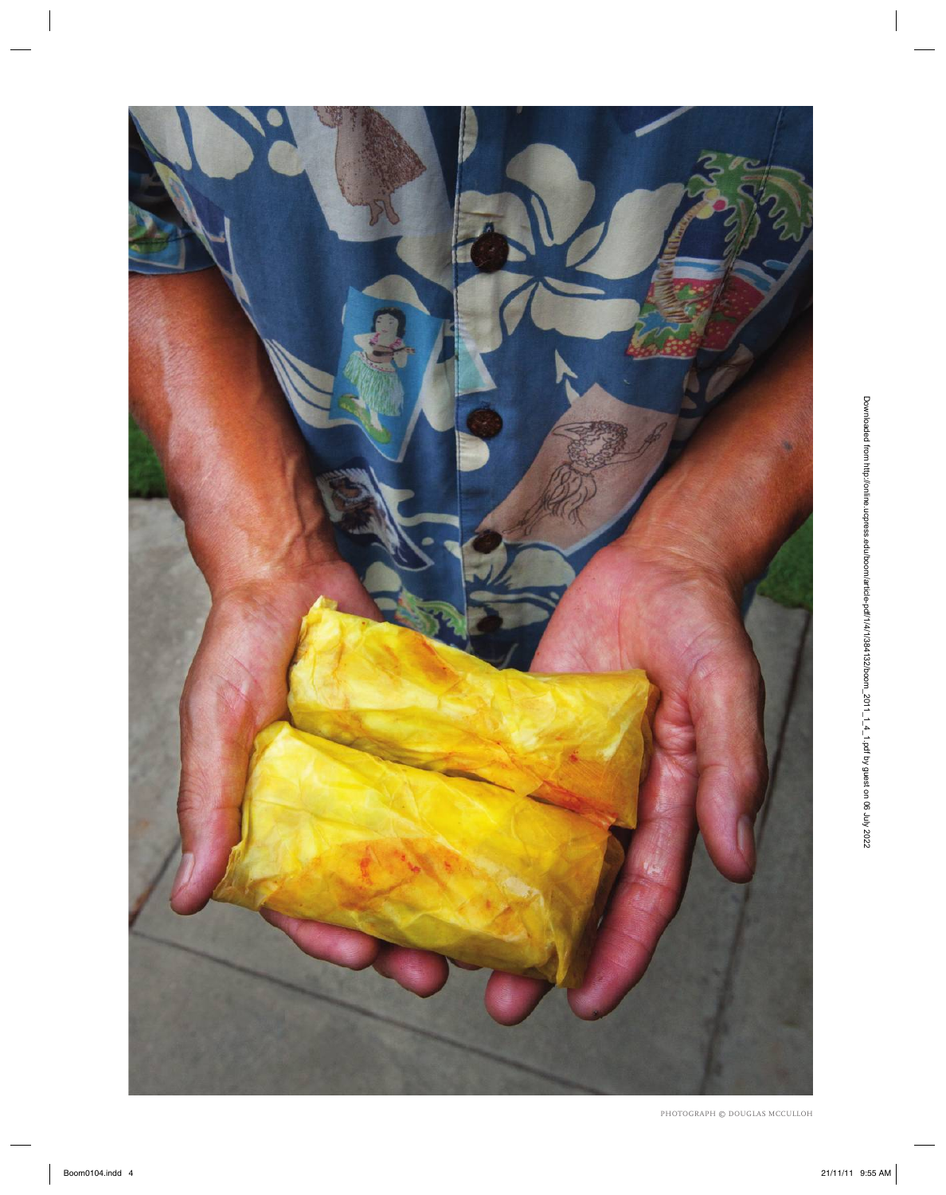PHOTOGRAPH © DOUGLAS MCCULLOH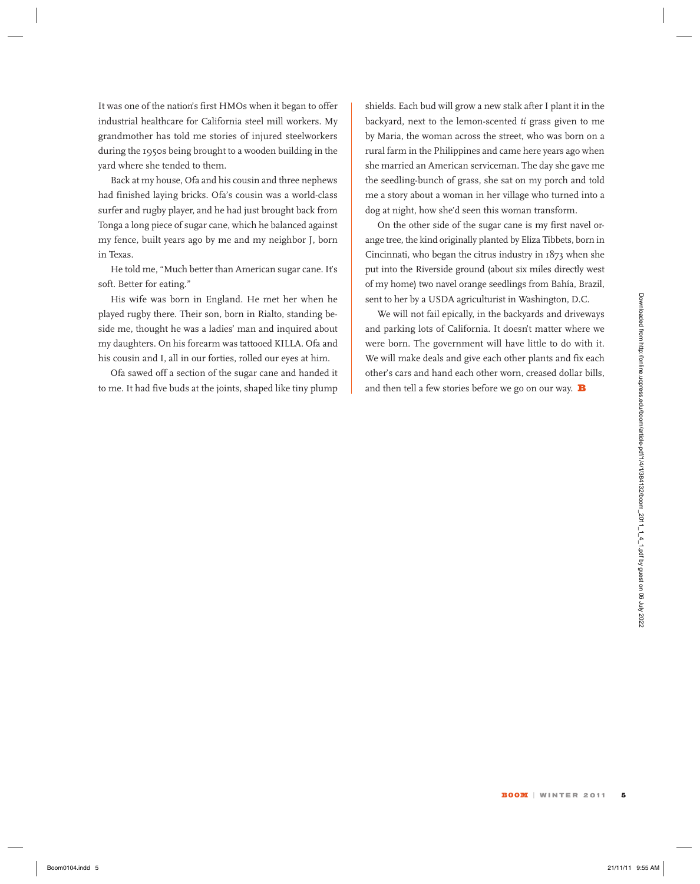It was one of the nation's first HMOs when it began to offer industrial healthcare for California steel mill workers. My grandmother has told me stories of injured steelworkers during the 1950s being brought to a wooden building in the yard where she tended to them.

Back at my house, Ofa and his cousin and three nephews had finished laying bricks. Ofa's cousin was a world-class surfer and rugby player, and he had just brought back from Tonga a long piece of sugar cane, which he balanced against my fence, built years ago by me and my neighbor J, born in Texas.

He told me, "Much better than American sugar cane. It's soft. Better for eating."

His wife was born in England. He met her when he played rugby there. Their son, born in Rialto, standing beside me, thought he was a ladies' man and inquired about my daughters. On his forearm was tattooed KILLA. Ofa and his cousin and I, all in our forties, rolled our eyes at him.

Ofa sawed off a section of the sugar cane and handed it to me. It had five buds at the joints, shaped like tiny plump shields. Each bud will grow a new stalk after I plant it in the backyard, next to the lemon-scented *ti* grass given to me by Maria, the woman across the street, who was born on a rural farm in the Philippines and came here years ago when she married an American serviceman. The day she gave me the seedling-bunch of grass, she sat on my porch and told me a story about a woman in her village who turned into a dog at night, how she'd seen this woman transform.

On the other side of the sugar cane is my first navel orange tree, the kind originally planted by Eliza Tibbets, born in Cincinnati, who began the citrus industry in 1873 when she put into the Riverside ground (about six miles directly west of my home) two navel orange seedlings from Bahía, Brazil, sent to her by a USDA agriculturist in Washington, D.C.

We will not fail epically, in the backyards and driveways and parking lots of California. It doesn't matter where we were born. The government will have little to do with it. We will make deals and give each other plants and fix each other's cars and hand each other worn, creased dollar bills, and then tell a few stories before we go on our way. **B**